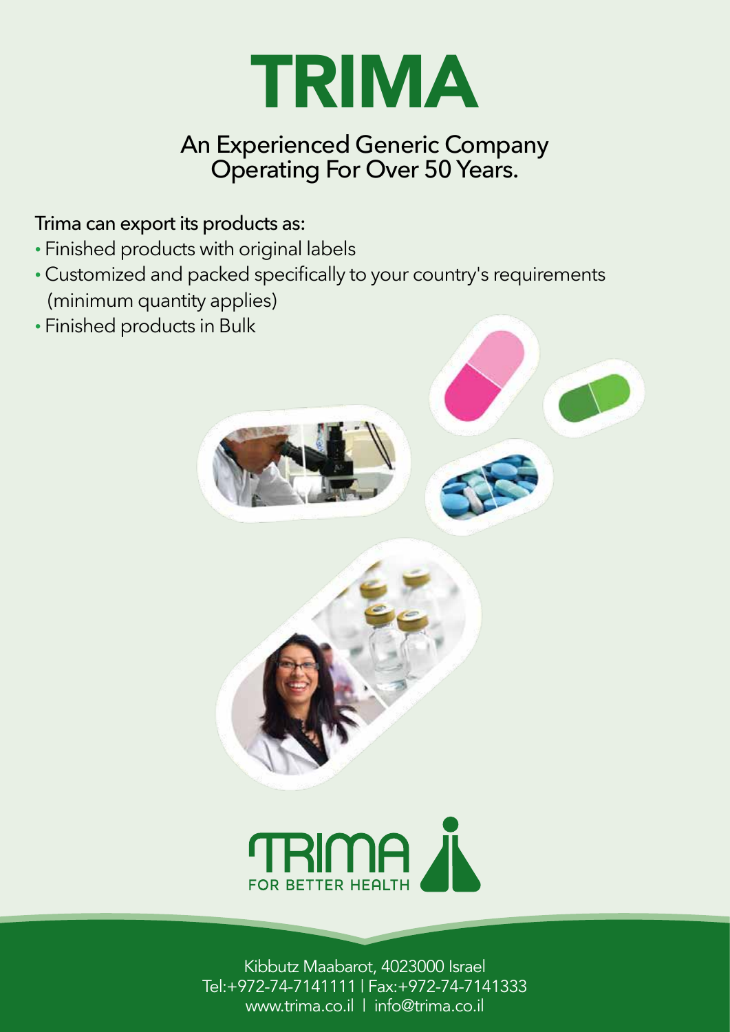# TRIMA

## An Experienced Generic Company Operating For Over 50 Years.

Trima can export its products as:

- Finished products with original labels
- Customized and packed specifically to your country's requirements (minimum quantity applies)
- Finished products in Bulk

TRIMA
FOR BETTER HEALTH

Kibbutz Maabarot, 4023000 Israel
Tel:+972-74-7141111 | Fax:+972-74-7141333
www.trima.co.il | info@trima.co.il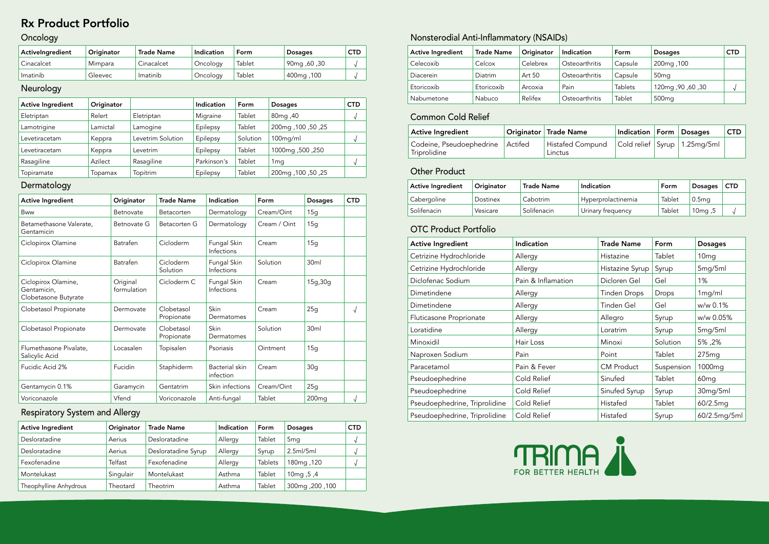# Rx Product Portfolio

## Oncology

| ActiveIngredient | Originator | Trade Name | Indication | Form | Dosages | CTD |
|---|---|---|---|---|---|---|
| Cinacalcet | Mimpara | Cinacalcet | Oncology | Tablet | 90mg ,60 ,30 | √ |
| Imatinib | Gleevec | Imatinib | Oncology | Tablet | 400mg ,100 | √ |

## Neurology

| Active Ingredient | Originator | | Indication | Form | Dosages | CTD |
|---|---|---|---|---|---|---|
| Eletriptan | Relert | Eletriptan | Migraine | Tablet | 80mg ,40 | √ |
| Lamotrigine | Lamictal | Lamogine | Epilepsy | Tablet | 200mg ,100 ,50 ,25 | |
| Levetiracetam | Keppra | Levetrim Solution | Epilepsy | Solution | 100mg/ml | √ |
| Levetiracetam | Keppra | Levetrim | Epilepsy | Tablet | 1000mg ,500 ,250 | |
| Rasagiline | Azilect | Rasagiline | Parkinson's | Tablet | 1mg | √ |
| Topiramate | Topamax | Topitrim | Epilepsy | Tablet | 200mg ,100 ,50 ,25 | |

## Dermatology

| Active Ingredient | Originator | Trade Name | Indication | Form | Dosages | CTD |
|---|---|---|---|---|---|---|
| Bww | Betnovate | Betacorten | Dermatology | Cream/Oint | 15g | |
| Betamethasone Valerate, Gentamicin | Betnovate G | Betacorten G | Dermatology | Cream / Oint | 15g | |
| Ciclopirox Olamine | Batrafen | Cicloderm | Fungal Skin Infections | Cream | 15g | |
| Ciclopirox Olamine | Batrafen | Cicloderm Solution | Fungal Skin Infections | Solution | 30ml | |
| Ciclopirox Olamine, Gentamicin, Clobetasone Butyrate | Original formulation | Cicloderm C | Fungal Skin Infections | Cream | 15g,30g | |
| Clobetasol Propionate | Dermovate | Clobetasol Propionate | Skin Dermatomes | Cream | 25g | √ |
| Clobetasol Propionate | Dermovate | Clobetasol Propionate | Skin Dermatomes | Solution | 30ml | |
| Flumethasone Pivalate, Salicylic Acid | Locasalen | Topisalen | Psoriasis | Ointment | 15g | |
| Fucidic Acid 2% | Fucidin | Staphiderm | Bacterial skin infection | Cream | 30g | |
| Gentamycin 0.1% | Garamycin | Gentatrim | Skin infections | Cream/Oint | 25g | |
| Voriconazole | Vfend | Voriconazole | Anti-fungal | Tablet | 200mg | √ |

## Respiratory System and Allergy

| Active Ingredient | Originator | Trade Name | Indication | Form | Dosages | CTD |
|---|---|---|---|---|---|---|
| Desloratadine | Aerius | Desloratadine | Allergy | Tablet | 5mg | √ |
| Desloratadine | Aerius | Desloratadine Syrup | Allergy | Syrup | 2.5ml/5ml | √ |
| Fexofenadine | Telfast | Fexofenadine | Allergy | Tablets | 180mg ,120 | √ |
| Montelukast | Singulair | Montelukast | Asthma | Tablet | 10mg ,5 ,4 | |
| Theophylline Anhydrous | Theotard | Theotrim | Asthma | Tablet | 300mg ,200 ,100 | |

## Nonsterodial Anti-Inflammatory (NSAIDs)

| Active Ingredient | Trade Name | Originator | Indication | Form | Dosages | CTD |
|---|---|---|---|---|---|---|
| Celecoxib | Celcox | Celebrex | Osteoarthritis | Capsule | 200mg ,100 | |
| Diacerein | Diatrim | Art 50 | Osteoarthritis | Capsule | 50mg | |
| Etoricoxib | Etoricoxib | Arcoxia | Pain | Tablets | 120mg ,90 ,60 ,30 | √ |
| Nabumetone | Nabuco | Relifex | Osteoarthritis | Tablet | 500mg | |

## Common Cold Relief

| Active Ingredient | Originator | Trade Name | Indication | Form | Dosages | CTD |
|---|---|---|---|---|---|---|
| Codeine, Pseudoephedrine Triprolidine | Actifed | Histafed Compund Linctus | Cold relief | Syrup | 1.25mg/5ml | |

## Other Product

| Active Ingredient | Originator | Trade Name | Indication | Form | Dosages | CTD |
|---|---|---|---|---|---|---|
| Cabergoline | Dostinex | Cabotrim | Hyperprolactinemia | Tablet | 0.5mg | |
| Solifenacin | Vesicare | Solifenacin | Urinary frequency | Tablet | 10mg ,5 | √ |

# OTC Product Portfolio

| Active Ingredient | Indication | Trade Name | Form | Dosages |
|---|---|---|---|---|
| Cetrizine Hydrochloride | Allergy | Histazine | Tablet | 10mg |
| Cetrizine Hydrochloride | Allergy | Histazine Syrup | Syrup | 5mg/5ml |
| Diclofenac Sodium | Pain & Inflamation | Dicloren Gel | Gel | 1% |
| Dimetindene | Allergy | Tinden Drops | Drops | 1mg/ml |
| Dimetindene | Allergy | Tinden Gel | Gel | w/w 0.1% |
| Fluticasone Proprionate | Allergy | Allegro | Syrup | w/w 0.05% |
| Loratidine | Allergy | Loratrim | Syrup | 5mg/5ml |
| Minoxidil | Hair Loss | Minoxi | Solution | 5% ,2% |
| Naproxen Sodium | Pain | Point | Tablet | 275mg |
| Paracetamol | Pain & Fever | CM Product | Suspension | 1000mg |
| Pseudoephedrine | Cold Relief | Sinufed | Tablet | 60mg |
| Pseudoephedrine | Cold Relief | Sinufed Syrup | Syrup | 30mg/5ml |
| Pseudoephedrine, Triprolidine | Cold Relief | Histafed | Tablet | 60/2.5mg |
| Pseudoephedrine, Triprolidine | Cold Relief | Histafed | Syrup | 60/2.5mg/5ml |

TRIMA FOR BETTER HEALTH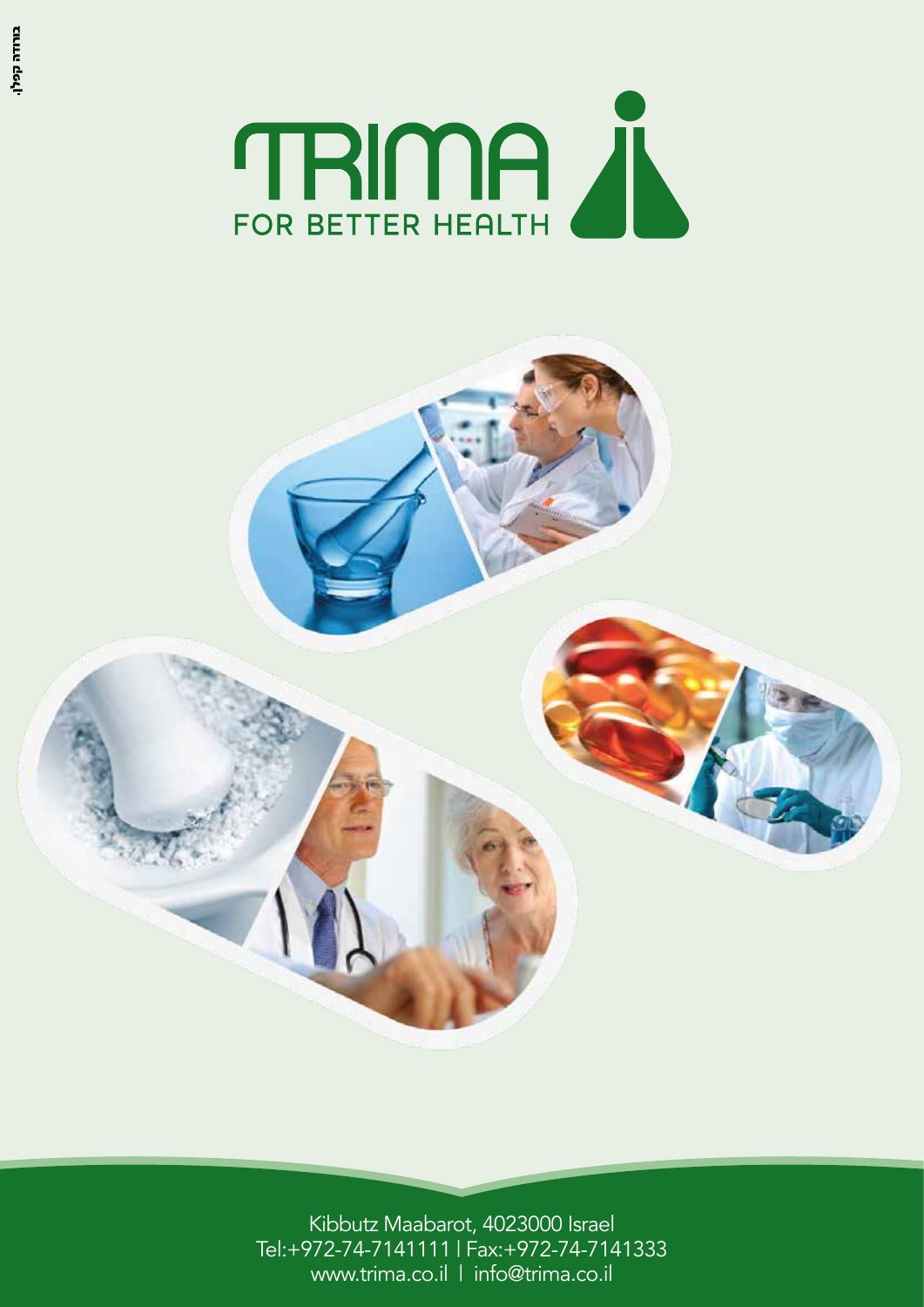בורדה קפלן,

# TRIMA

FOR BETTER HEALTH

Kibbutz Maabarot, 4023000 Israel
Tel:+972-74-7141111 | Fax:+972-74-7141333
www.trima.co.il | info@trima.co.il